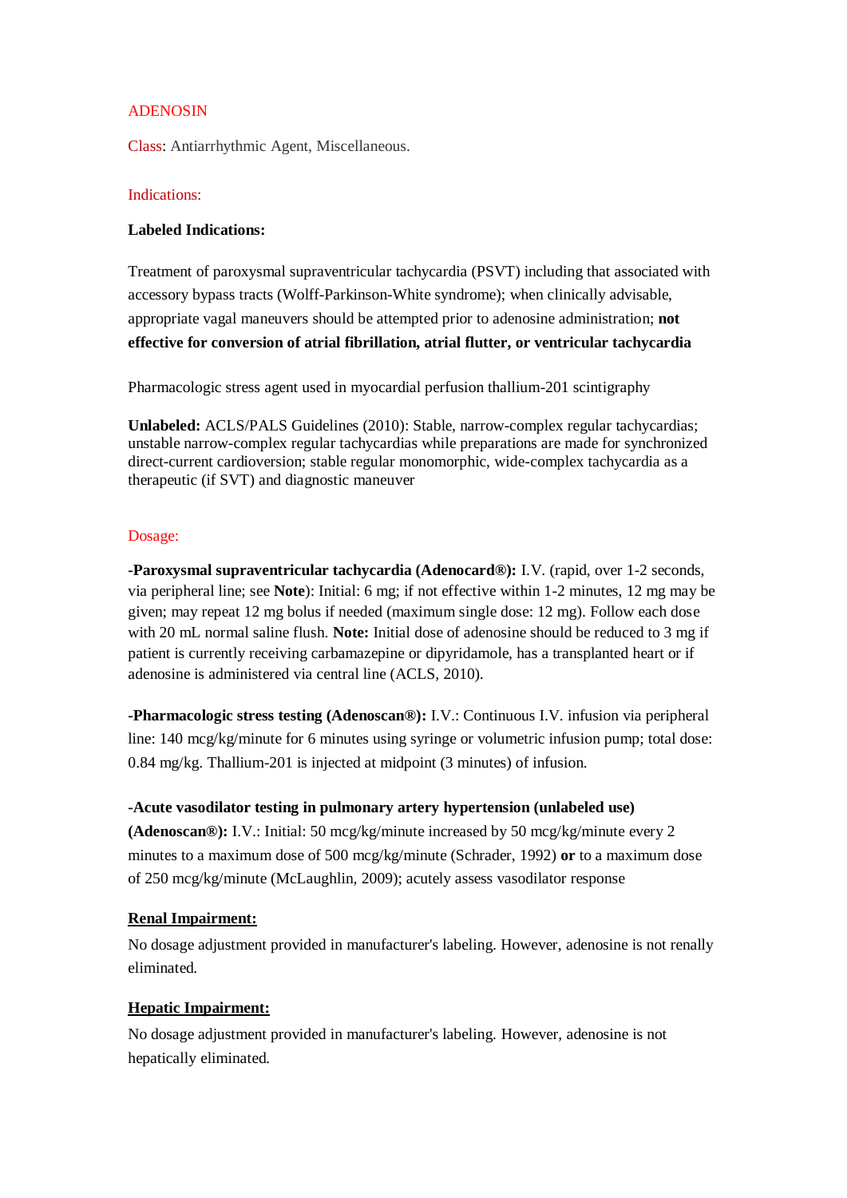# ADENOSIN

Class: Antiarrhythmic Agent, Miscellaneous.

## Indications:

**Labeled Indications:**

Treatment of paroxysmal supraventricular tachycardia (PSVT) including that associated with accessory bypass tracts (Wolff-Parkinson-White syndrome); when clinically advisable, appropriate vagal maneuvers should be attempted prior to adenosine administration; **not effective for conversion of atrial fibrillation, atrial flutter, or ventricular tachycardia**

Pharmacologic stress agent used in myocardial perfusion thallium-201 scintigraphy

**Unlabeled:** ACLS/PALS Guidelines (2010): Stable, narrow-complex regular tachycardias; unstable narrow-complex regular tachycardias while preparations are made for synchronized direct-current cardioversion; stable regular monomorphic, wide-complex tachycardia as a therapeutic (if SVT) and diagnostic maneuver

## Dosage:

**-Paroxysmal supraventricular tachycardia (Adenocard®):** I.V. (rapid, over 1-2 seconds, via peripheral line; see **Note**): Initial: 6 mg; if not effective within 1-2 minutes, 12 mg may be given; may repeat 12 mg bolus if needed (maximum single dose: 12 mg). Follow each dose with 20 mL normal saline flush. **Note:** Initial dose of adenosine should be reduced to 3 mg if patient is currently receiving carbamazepine or dipyridamole, has a transplanted heart or if adenosine is administered via central line (ACLS, 2010).

**-Pharmacologic stress testing (Adenoscan®):** I.V.: Continuous I.V. infusion via peripheral line: 140 mcg/kg/minute for 6 minutes using syringe or volumetric infusion pump; total dose: 0.84 mg/kg. Thallium-201 is injected at midpoint (3 minutes) of infusion.

**-Acute vasodilator testing in pulmonary artery hypertension (unlabeled use) (Adenoscan®):** I.V.: Initial: 50 mcg/kg/minute increased by 50 mcg/kg/minute every 2 minutes to a maximum dose of 500 mcg/kg/minute (Schrader, 1992) **or** to a maximum dose of 250 mcg/kg/minute (McLaughlin, 2009); acutely assess vasodilator response

**Renal Impairment:**

No dosage adjustment provided in manufacturer's labeling. However, adenosine is not renally eliminated.

**Hepatic Impairment:**

No dosage adjustment provided in manufacturer's labeling. However, adenosine is not hepatically eliminated.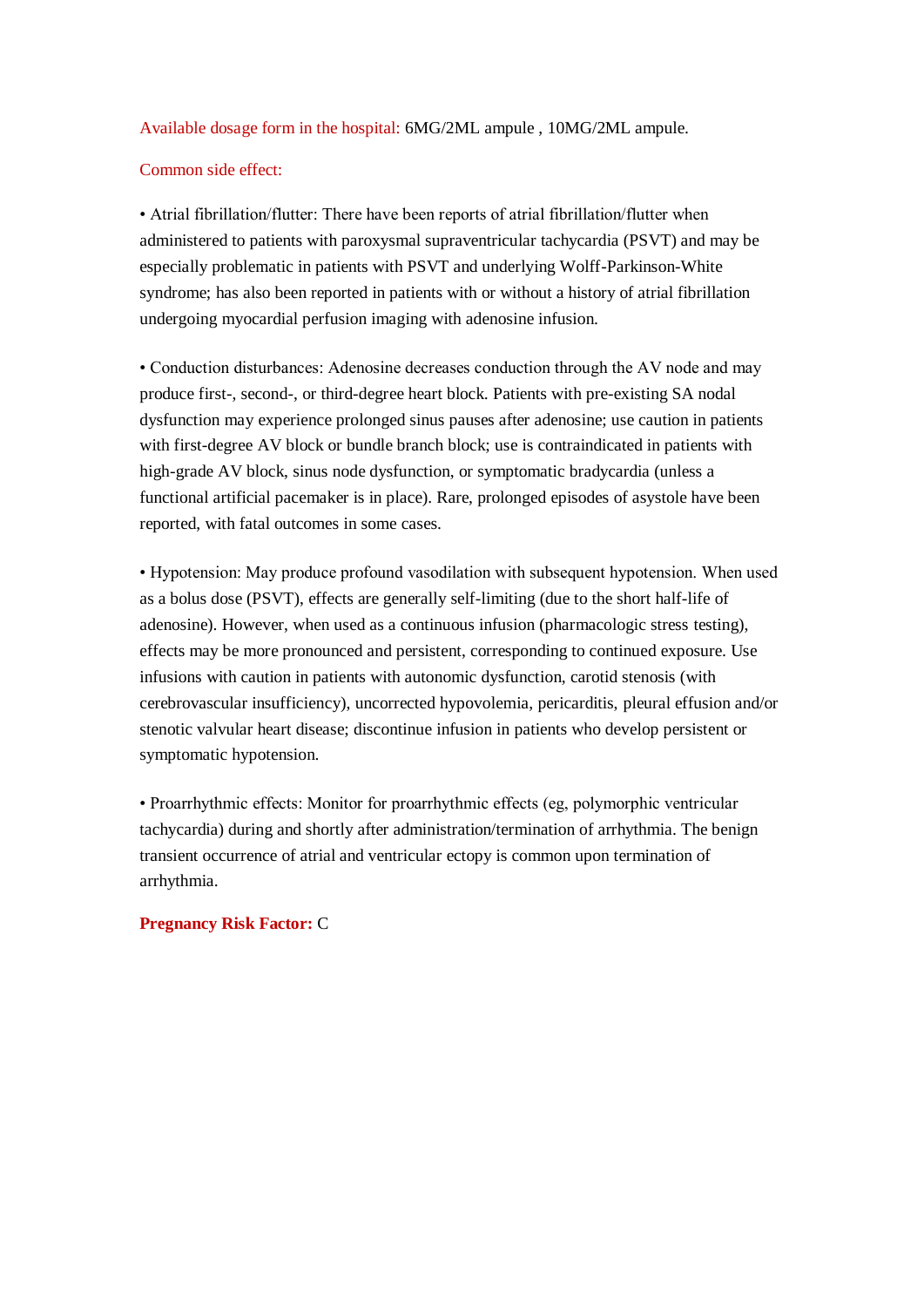Available dosage form in the hospital: 6MG/2ML ampule , 10MG/2ML ampule.

Common side effect:

- Atrial fibrillation/flutter: There have been reports of atrial fibrillation/flutter when administered to patients with paroxysmal supraventricular tachycardia (PSVT) and may be especially problematic in patients with PSVT and underlying Wolff-Parkinson-White syndrome; has also been reported in patients with or without a history of atrial fibrillation undergoing myocardial perfusion imaging with adenosine infusion.

- Conduction disturbances: Adenosine decreases conduction through the AV node and may produce first-, second-, or third-degree heart block. Patients with pre-existing SA nodal dysfunction may experience prolonged sinus pauses after adenosine; use caution in patients with first-degree AV block or bundle branch block; use is contraindicated in patients with high-grade AV block, sinus node dysfunction, or symptomatic bradycardia (unless a functional artificial pacemaker is in place). Rare, prolonged episodes of asystole have been reported, with fatal outcomes in some cases.

- Hypotension: May produce profound vasodilation with subsequent hypotension. When used as a bolus dose (PSVT), effects are generally self-limiting (due to the short half-life of adenosine). However, when used as a continuous infusion (pharmacologic stress testing), effects may be more pronounced and persistent, corresponding to continued exposure. Use infusions with caution in patients with autonomic dysfunction, carotid stenosis (with cerebrovascular insufficiency), uncorrected hypovolemia, pericarditis, pleural effusion and/or stenotic valvular heart disease; discontinue infusion in patients who develop persistent or symptomatic hypotension.

- Proarrhythmic effects: Monitor for proarrhythmic effects (eg, polymorphic ventricular tachycardia) during and shortly after administration/termination of arrhythmia. The benign transient occurrence of atrial and ventricular ectopy is common upon termination of arrhythmia.

**Pregnancy Risk Factor:** C